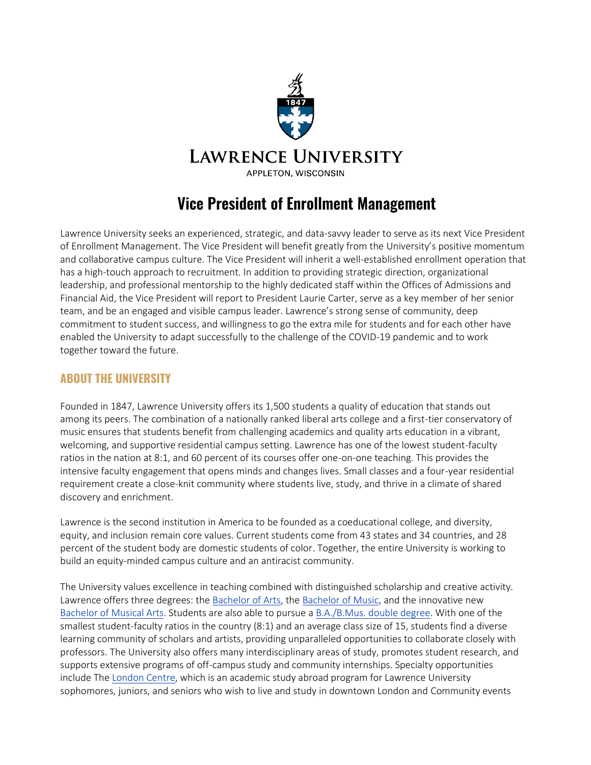**LAWRENCE UNIVERSITY**

APPLETON, WISCONSIN

# Vice President of Enrollment Management

Lawrence University seeks an experienced, strategic, and data-savvy leader to serve as its next Vice President of Enrollment Management. The Vice President will benefit greatly from the University's positive momentum and collaborative campus culture. The Vice President will inherit a well-established enrollment operation that has a high-touch approach to recruitment. In addition to providing strategic direction, organizational leadership, and professional mentorship to the highly dedicated staff within the Offices of Admissions and Financial Aid, the Vice President will report to President Laurie Carter, serve as a key member of her senior team, and be an engaged and visible campus leader. Lawrence's strong sense of community, deep commitment to student success, and willingness to go the extra mile for students and for each other have enabled the University to adapt successfully to the challenge of the COVID-19 pandemic and to work together toward the future.

## ABOUT THE UNIVERSITY

Founded in 1847, Lawrence University offers its 1,500 students a quality of education that stands out among its peers. The combination of a nationally ranked liberal arts college and a first-tier conservatory of music ensures that students benefit from challenging academics and quality arts education in a vibrant, welcoming, and supportive residential campus setting. Lawrence has one of the lowest student-faculty ratios in the nation at 8:1, and 60 percent of its courses offer one-on-one teaching. This provides the intensive faculty engagement that opens minds and changes lives. Small classes and a four-year residential requirement create a close-knit community where students live, study, and thrive in a climate of shared discovery and enrichment.

Lawrence is the second institution in America to be founded as a coeducational college, and diversity, equity, and inclusion remain core values. Current students come from 43 states and 34 countries, and 28 percent of the student body are domestic students of color. Together, the entire University is working to build an equity-minded campus culture and an antiracist community.

The University values excellence in teaching combined with distinguished scholarship and creative activity. Lawrence offers three degrees: the Bachelor of Arts, the Bachelor of Music, and the innovative new Bachelor of Musical Arts. Students are also able to pursue a B.A./B.Mus. double degree. With one of the smallest student-faculty ratios in the country (8:1) and an average class size of 15, students find a diverse learning community of scholars and artists, providing unparalleled opportunities to collaborate closely with professors. The University also offers many interdisciplinary areas of study, promotes student research, and supports extensive programs of off-campus study and community internships. Specialty opportunities include The London Centre, which is an academic study abroad program for Lawrence University sophomores, juniors, and seniors who wish to live and study in downtown London and Community events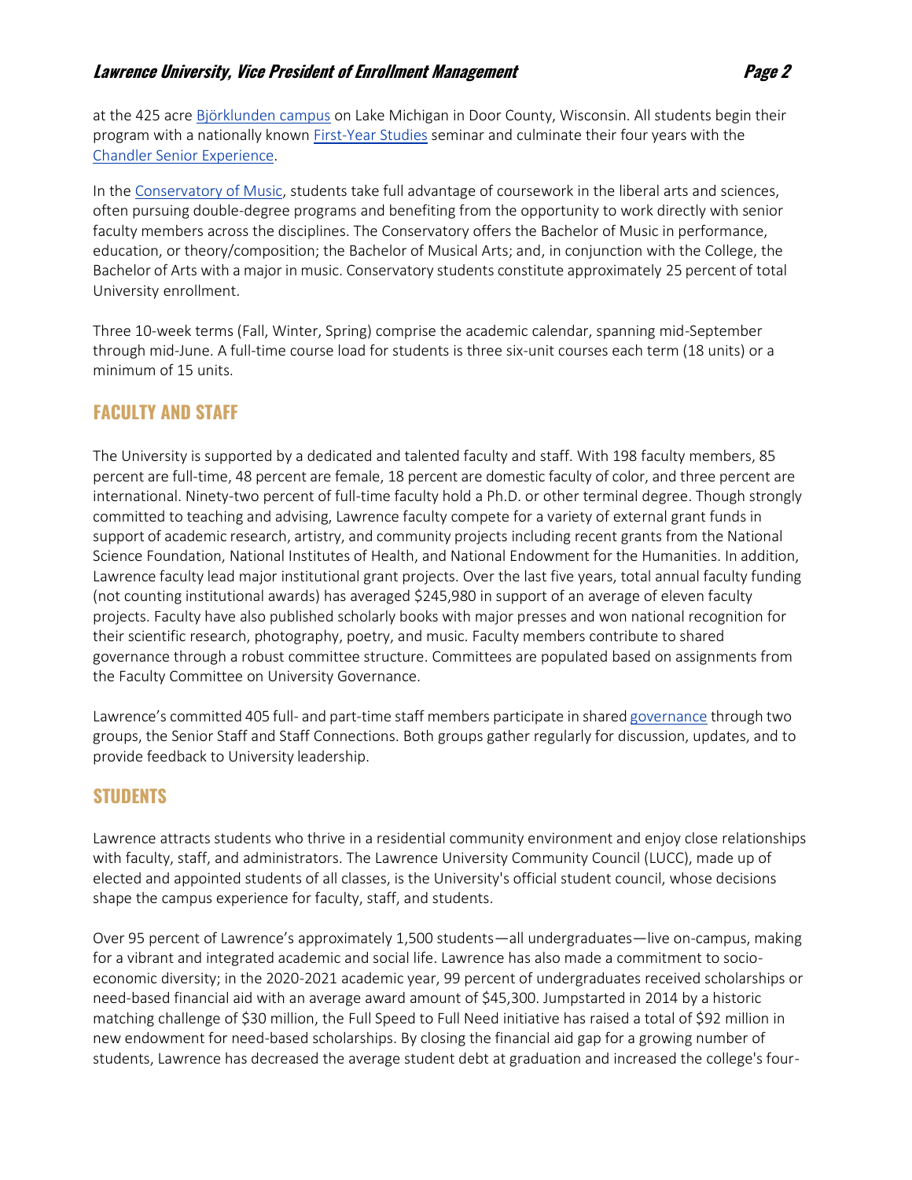at the 425 acre Björklunden campus on Lake Michigan in Door County, Wisconsin. All students begin their program with a nationally known First-Year Studies seminar and culminate their four years with the Chandler Senior Experience.

In the Conservatory of Music, students take full advantage of coursework in the liberal arts and sciences, often pursuing double-degree programs and benefiting from the opportunity to work directly with senior faculty members across the disciplines. The Conservatory offers the Bachelor of Music in performance, education, or theory/composition; the Bachelor of Musical Arts; and, in conjunction with the College, the Bachelor of Arts with a major in music. Conservatory students constitute approximately 25 percent of total University enrollment.

Three 10-week terms (Fall, Winter, Spring) comprise the academic calendar, spanning mid-September through mid-June. A full-time course load for students is three six-unit courses each term (18 units) or a minimum of 15 units.

## FACULTY AND STAFF

The University is supported by a dedicated and talented faculty and staff. With 198 faculty members, 85 percent are full-time, 48 percent are female, 18 percent are domestic faculty of color, and three percent are international. Ninety-two percent of full-time faculty hold a Ph.D. or other terminal degree. Though strongly committed to teaching and advising, Lawrence faculty compete for a variety of external grant funds in support of academic research, artistry, and community projects including recent grants from the National Science Foundation, National Institutes of Health, and National Endowment for the Humanities. In addition, Lawrence faculty lead major institutional grant projects. Over the last five years, total annual faculty funding (not counting institutional awards) has averaged $245,980 in support of an average of eleven faculty projects. Faculty have also published scholarly books with major presses and won national recognition for their scientific research, photography, poetry, and music. Faculty members contribute to shared governance through a robust committee structure. Committees are populated based on assignments from the Faculty Committee on University Governance.

Lawrence's committed 405 full- and part-time staff members participate in shared governance through two groups, the Senior Staff and Staff Connections. Both groups gather regularly for discussion, updates, and to provide feedback to University leadership.

## STUDENTS

Lawrence attracts students who thrive in a residential community environment and enjoy close relationships with faculty, staff, and administrators. The Lawrence University Community Council (LUCC), made up of elected and appointed students of all classes, is the University's official student council, whose decisions shape the campus experience for faculty, staff, and students.

Over 95 percent of Lawrence's approximately 1,500 students—all undergraduates—live on-campus, making for a vibrant and integrated academic and social life. Lawrence has also made a commitment to socio-economic diversity; in the 2020-2021 academic year, 99 percent of undergraduates received scholarships or need-based financial aid with an average award amount of $45,300. Jumpstarted in 2014 by a historic matching challenge of $30 million, the Full Speed to Full Need initiative has raised a total of $92 million in new endowment for need-based scholarships. By closing the financial aid gap for a growing number of students, Lawrence has decreased the average student debt at graduation and increased the college's four-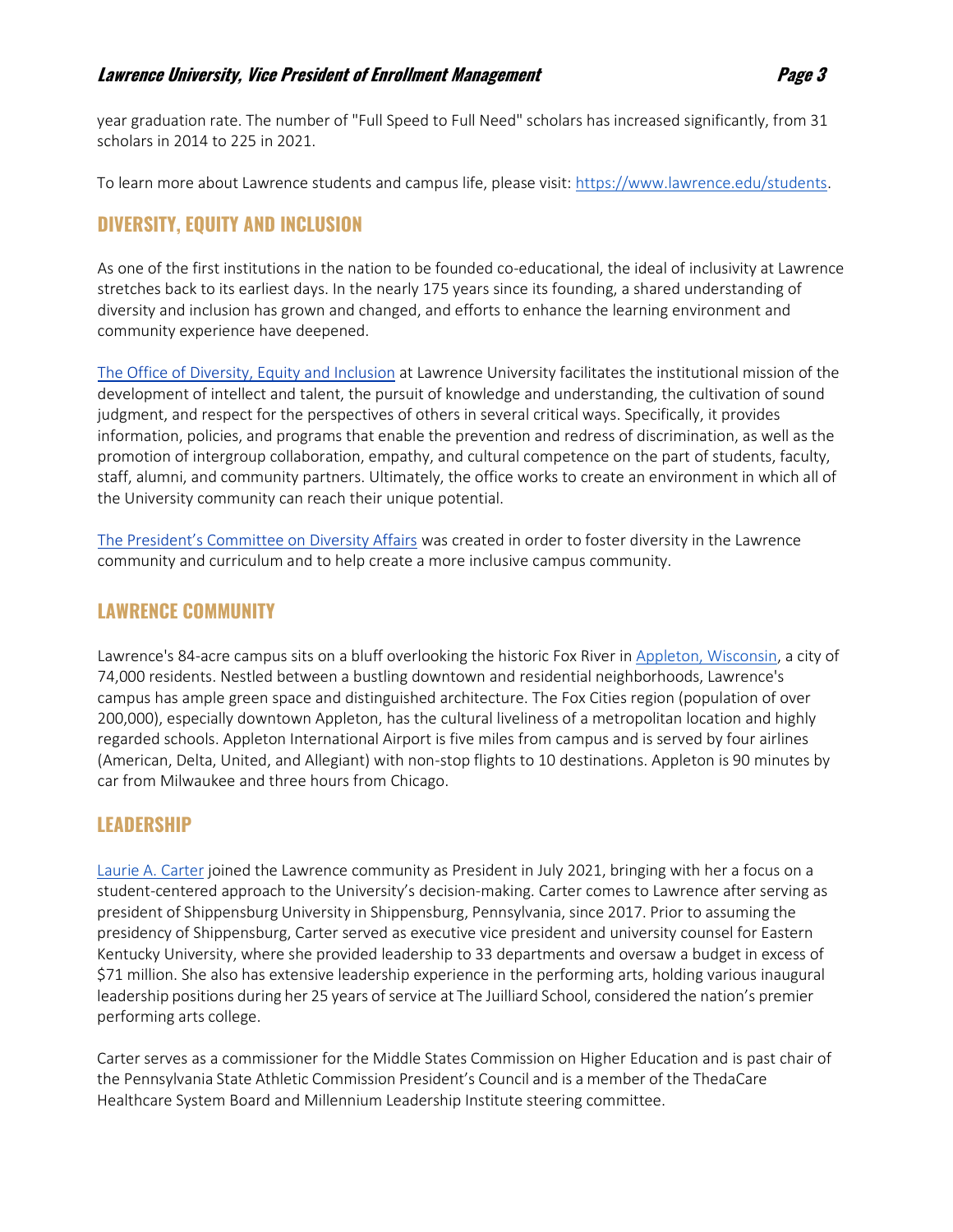year graduation rate. The number of "Full Speed to Full Need" scholars has increased significantly, from 31 scholars in 2014 to 225 in 2021.

To learn more about Lawrence students and campus life, please visit: [https://www.lawrence.edu/students](https://www.lawrence.edu/students).

## DIVERSITY, EQUITY AND INCLUSION

As one of the first institutions in the nation to be founded co-educational, the ideal of inclusivity at Lawrence stretches back to its earliest days. In the nearly 175 years since its founding, a shared understanding of diversity and inclusion has grown and changed, and efforts to enhance the learning environment and community experience have deepened.

[The Office of Diversity, Equity and Inclusion](#) at Lawrence University facilitates the institutional mission of the development of intellect and talent, the pursuit of knowledge and understanding, the cultivation of sound judgment, and respect for the perspectives of others in several critical ways. Specifically, it provides information, policies, and programs that enable the prevention and redress of discrimination, as well as the promotion of intergroup collaboration, empathy, and cultural competence on the part of students, faculty, staff, alumni, and community partners. Ultimately, the office works to create an environment in which all of the University community can reach their unique potential.

[The President's Committee on Diversity Affairs](#) was created in order to foster diversity in the Lawrence community and curriculum and to help create a more inclusive campus community.

## LAWRENCE COMMUNITY

Lawrence's 84-acre campus sits on a bluff overlooking the historic Fox River in [Appleton, Wisconsin](#), a city of 74,000 residents. Nestled between a bustling downtown and residential neighborhoods, Lawrence's campus has ample green space and distinguished architecture. The Fox Cities region (population of over 200,000), especially downtown Appleton, has the cultural liveliness of a metropolitan location and highly regarded schools. Appleton International Airport is five miles from campus and is served by four airlines (American, Delta, United, and Allegiant) with non-stop flights to 10 destinations. Appleton is 90 minutes by car from Milwaukee and three hours from Chicago.

## LEADERSHIP

[Laurie A. Carter](#) joined the Lawrence community as President in July 2021, bringing with her a focus on a student-centered approach to the University's decision-making. Carter comes to Lawrence after serving as president of Shippensburg University in Shippensburg, Pennsylvania, since 2017. Prior to assuming the presidency of Shippensburg, Carter served as executive vice president and university counsel for Eastern Kentucky University, where she provided leadership to 33 departments and oversaw a budget in excess of $71 million. She also has extensive leadership experience in the performing arts, holding various inaugural leadership positions during her 25 years of service at The Juilliard School, considered the nation's premier performing arts college.

Carter serves as a commissioner for the Middle States Commission on Higher Education and is past chair of the Pennsylvania State Athletic Commission President's Council and is a member of the ThedaCare Healthcare System Board and Millennium Leadership Institute steering committee.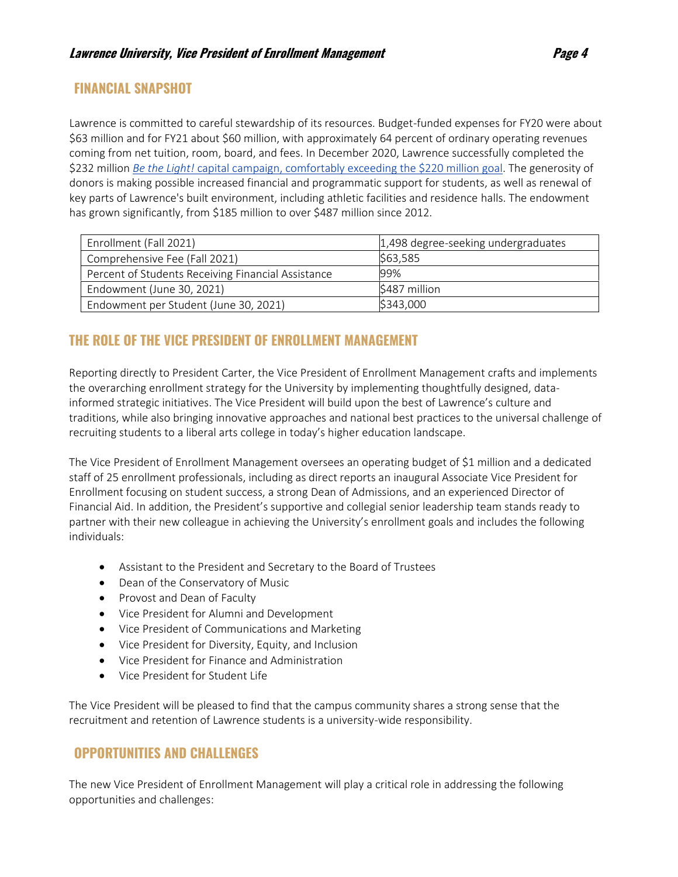## FINANCIAL SNAPSHOT

Lawrence is committed to careful stewardship of its resources. Budget-funded expenses for FY20 were about $63 million and for FY21 about $60 million, with approximately 64 percent of ordinary operating revenues coming from net tuition, room, board, and fees. In December 2020, Lawrence successfully completed the $232 million *Be the Light!* capital campaign, comfortably exceeding the $220 million goal. The generosity of donors is making possible increased financial and programmatic support for students, as well as renewal of key parts of Lawrence's built environment, including athletic facilities and residence halls. The endowment has grown significantly, from $185 million to over $487 million since 2012.

| | |
|---|---|
| Enrollment (Fall 2021) | 1,498 degree-seeking undergraduates |
| Comprehensive Fee (Fall 2021) | $63,585 |
| Percent of Students Receiving Financial Assistance | 99% |
| Endowment (June 30, 2021) | $487 million |
| Endowment per Student (June 30, 2021) | $343,000 |

## THE ROLE OF THE VICE PRESIDENT OF ENROLLMENT MANAGEMENT

Reporting directly to President Carter, the Vice President of Enrollment Management crafts and implements the overarching enrollment strategy for the University by implementing thoughtfully designed, data-informed strategic initiatives. The Vice President will build upon the best of Lawrence's culture and traditions, while also bringing innovative approaches and national best practices to the universal challenge of recruiting students to a liberal arts college in today's higher education landscape.

The Vice President of Enrollment Management oversees an operating budget of $1 million and a dedicated staff of 25 enrollment professionals, including as direct reports an inaugural Associate Vice President for Enrollment focusing on student success, a strong Dean of Admissions, and an experienced Director of Financial Aid. In addition, the President's supportive and collegial senior leadership team stands ready to partner with their new colleague in achieving the University's enrollment goals and includes the following individuals:

- Assistant to the President and Secretary to the Board of Trustees
- Dean of the Conservatory of Music
- Provost and Dean of Faculty
- Vice President for Alumni and Development
- Vice President of Communications and Marketing
- Vice President for Diversity, Equity, and Inclusion
- Vice President for Finance and Administration
- Vice President for Student Life

The Vice President will be pleased to find that the campus community shares a strong sense that the recruitment and retention of Lawrence students is a university-wide responsibility.

## OPPORTUNITIES AND CHALLENGES

The new Vice President of Enrollment Management will play a critical role in addressing the following opportunities and challenges: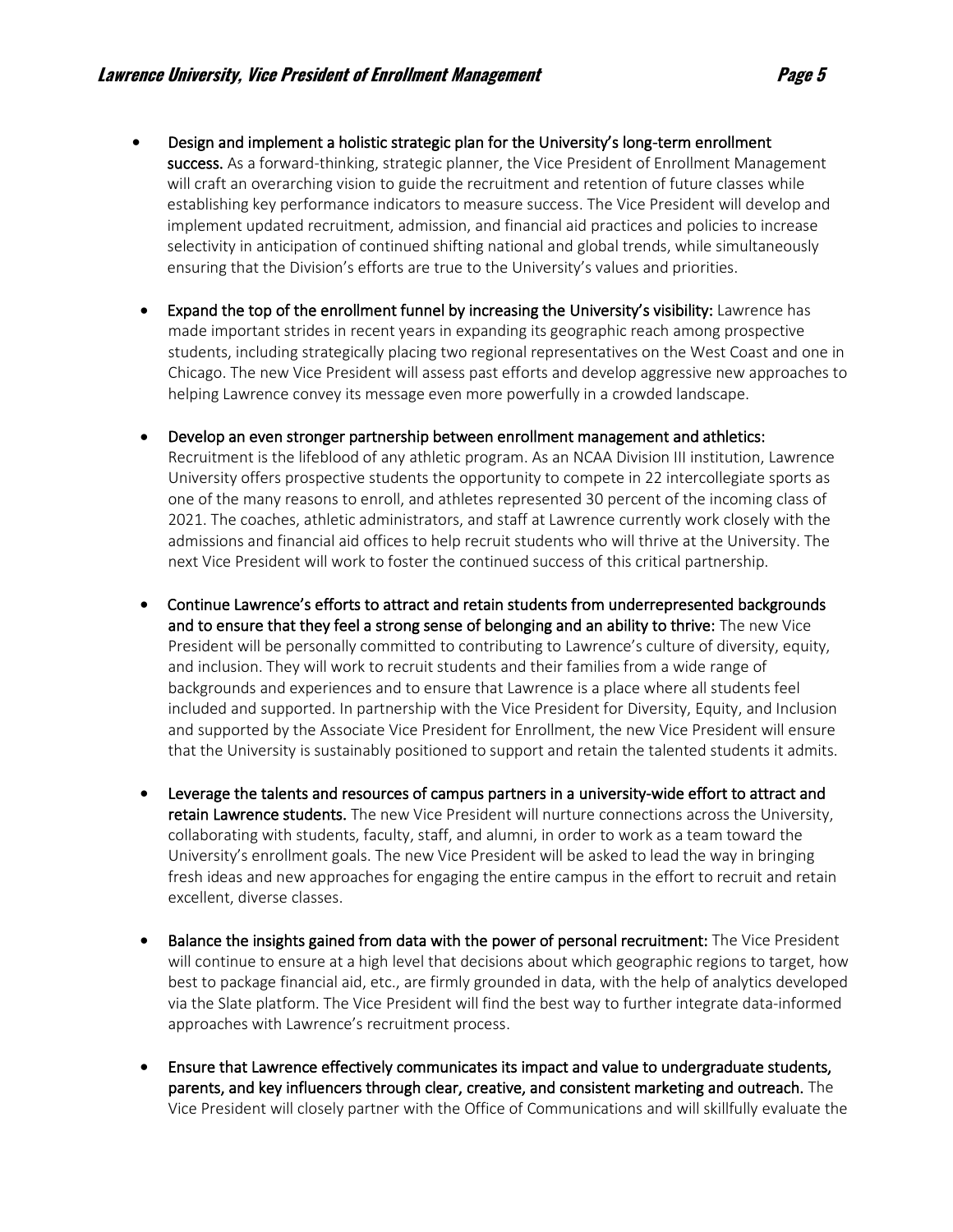- **Design and implement a holistic strategic plan for the University's long-term enrollment success.** As a forward-thinking, strategic planner, the Vice President of Enrollment Management will craft an overarching vision to guide the recruitment and retention of future classes while establishing key performance indicators to measure success. The Vice President will develop and implement updated recruitment, admission, and financial aid practices and policies to increase selectivity in anticipation of continued shifting national and global trends, while simultaneously ensuring that the Division's efforts are true to the University's values and priorities.

- **Expand the top of the enrollment funnel by increasing the University's visibility:** Lawrence has made important strides in recent years in expanding its geographic reach among prospective students, including strategically placing two regional representatives on the West Coast and one in Chicago. The new Vice President will assess past efforts and develop aggressive new approaches to helping Lawrence convey its message even more powerfully in a crowded landscape.

- **Develop an even stronger partnership between enrollment management and athletics:** Recruitment is the lifeblood of any athletic program. As an NCAA Division III institution, Lawrence University offers prospective students the opportunity to compete in 22 intercollegiate sports as one of the many reasons to enroll, and athletes represented 30 percent of the incoming class of 2021. The coaches, athletic administrators, and staff at Lawrence currently work closely with the admissions and financial aid offices to help recruit students who will thrive at the University. The next Vice President will work to foster the continued success of this critical partnership.

- **Continue Lawrence's efforts to attract and retain students from underrepresented backgrounds and to ensure that they feel a strong sense of belonging and an ability to thrive:** The new Vice President will be personally committed to contributing to Lawrence's culture of diversity, equity, and inclusion. They will work to recruit students and their families from a wide range of backgrounds and experiences and to ensure that Lawrence is a place where all students feel included and supported. In partnership with the Vice President for Diversity, Equity, and Inclusion and supported by the Associate Vice President for Enrollment, the new Vice President will ensure that the University is sustainably positioned to support and retain the talented students it admits.

- **Leverage the talents and resources of campus partners in a university-wide effort to attract and retain Lawrence students.** The new Vice President will nurture connections across the University, collaborating with students, faculty, staff, and alumni, in order to work as a team toward the University's enrollment goals. The new Vice President will be asked to lead the way in bringing fresh ideas and new approaches for engaging the entire campus in the effort to recruit and retain excellent, diverse classes.

- **Balance the insights gained from data with the power of personal recruitment:** The Vice President will continue to ensure at a high level that decisions about which geographic regions to target, how best to package financial aid, etc., are firmly grounded in data, with the help of analytics developed via the Slate platform. The Vice President will find the best way to further integrate data-informed approaches with Lawrence's recruitment process.

- **Ensure that Lawrence effectively communicates its impact and value to undergraduate students, parents, and key influencers through clear, creative, and consistent marketing and outreach.** The Vice President will closely partner with the Office of Communications and will skillfully evaluate the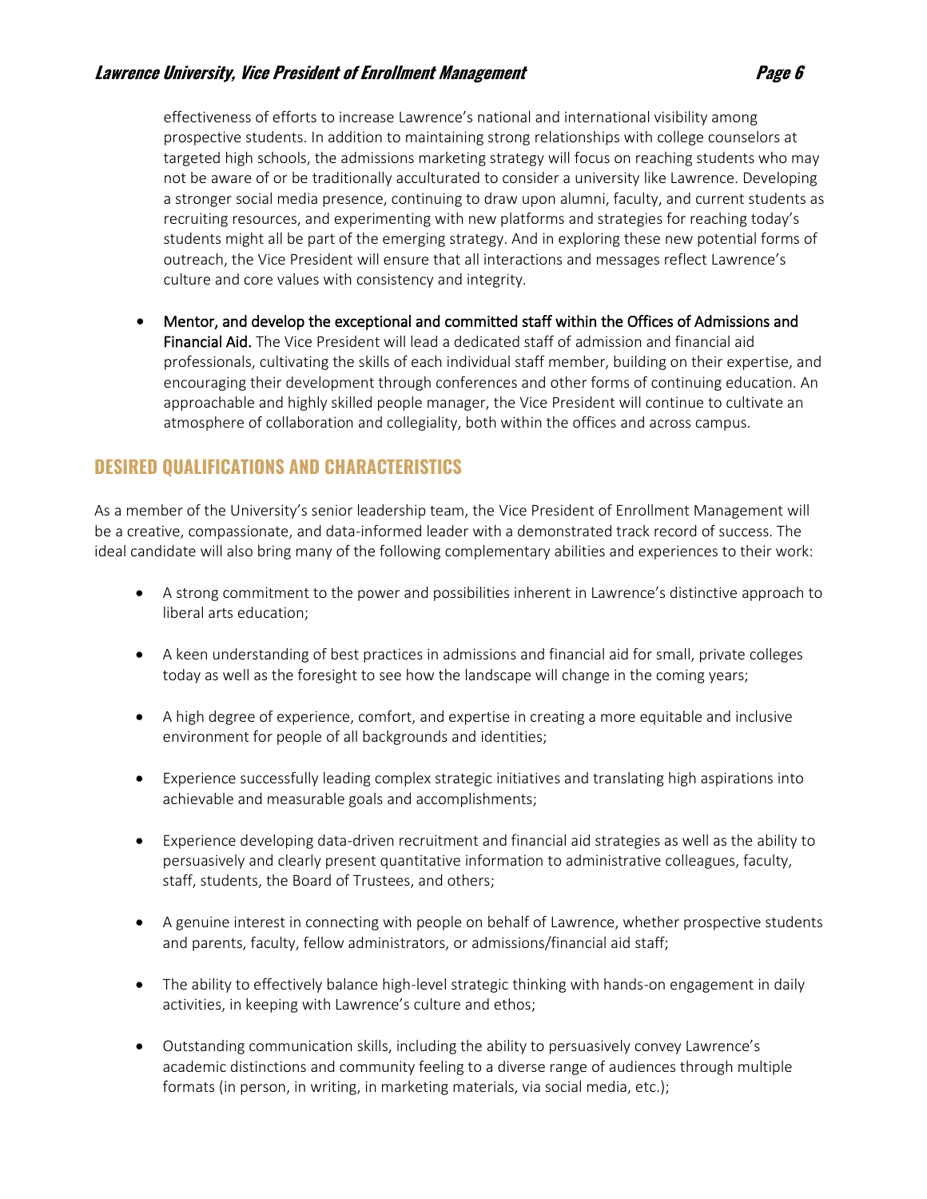effectiveness of efforts to increase Lawrence's national and international visibility among prospective students. In addition to maintaining strong relationships with college counselors at targeted high schools, the admissions marketing strategy will focus on reaching students who may not be aware of or be traditionally acculturated to consider a university like Lawrence. Developing a stronger social media presence, continuing to draw upon alumni, faculty, and current students as recruiting resources, and experimenting with new platforms and strategies for reaching today's students might all be part of the emerging strategy. And in exploring these new potential forms of outreach, the Vice President will ensure that all interactions and messages reflect Lawrence's culture and core values with consistency and integrity.

- **Mentor, and develop the exceptional and committed staff within the Offices of Admissions and Financial Aid.** The Vice President will lead a dedicated staff of admission and financial aid professionals, cultivating the skills of each individual staff member, building on their expertise, and encouraging their development through conferences and other forms of continuing education. An approachable and highly skilled people manager, the Vice President will continue to cultivate an atmosphere of collaboration and collegiality, both within the offices and across campus.

## DESIRED QUALIFICATIONS AND CHARACTERISTICS

As a member of the University's senior leadership team, the Vice President of Enrollment Management will be a creative, compassionate, and data-informed leader with a demonstrated track record of success. The ideal candidate will also bring many of the following complementary abilities and experiences to their work:

- A strong commitment to the power and possibilities inherent in Lawrence's distinctive approach to liberal arts education;
- A keen understanding of best practices in admissions and financial aid for small, private colleges today as well as the foresight to see how the landscape will change in the coming years;
- A high degree of experience, comfort, and expertise in creating a more equitable and inclusive environment for people of all backgrounds and identities;
- Experience successfully leading complex strategic initiatives and translating high aspirations into achievable and measurable goals and accomplishments;
- Experience developing data-driven recruitment and financial aid strategies as well as the ability to persuasively and clearly present quantitative information to administrative colleagues, faculty, staff, students, the Board of Trustees, and others;
- A genuine interest in connecting with people on behalf of Lawrence, whether prospective students and parents, faculty, fellow administrators, or admissions/financial aid staff;
- The ability to effectively balance high-level strategic thinking with hands-on engagement in daily activities, in keeping with Lawrence's culture and ethos;
- Outstanding communication skills, including the ability to persuasively convey Lawrence's academic distinctions and community feeling to a diverse range of audiences through multiple formats (in person, in writing, in marketing materials, via social media, etc.);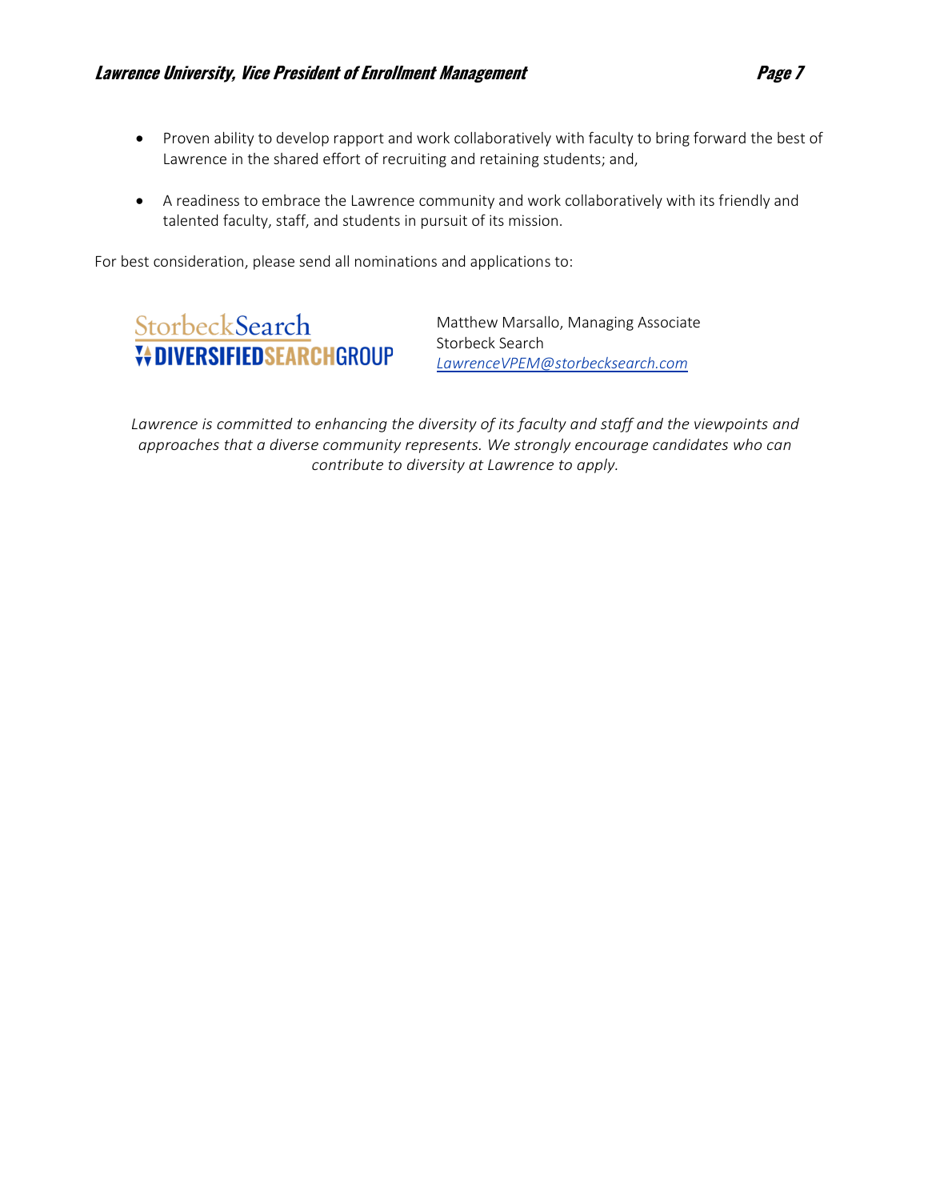- Proven ability to develop rapport and work collaboratively with faculty to bring forward the best of Lawrence in the shared effort of recruiting and retaining students; and,

- A readiness to embrace the Lawrence community and work collaboratively with its friendly and talented faculty, staff, and students in pursuit of its mission.

For best consideration, please send all nominations and applications to:

StorbeckSearch
DIVERSIFIEDSEARCHGROUP

Matthew Marsallo, Managing Associate
Storbeck Search
*LawrenceVPEM@storbecksearch.com*

*Lawrence is committed to enhancing the diversity of its faculty and staff and the viewpoints and approaches that a diverse community represents. We strongly encourage candidates who can contribute to diversity at Lawrence to apply.*